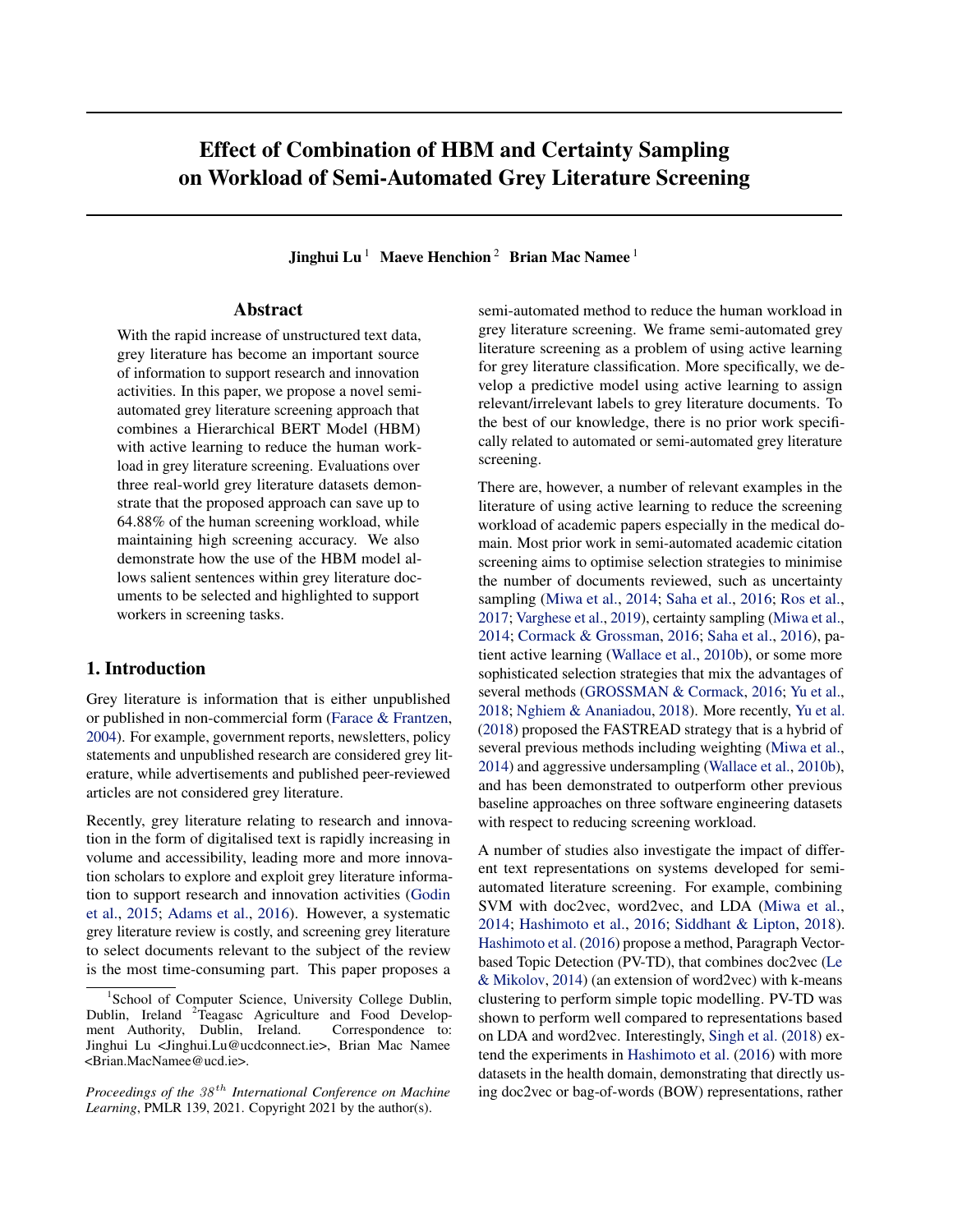# Effect of Combination of HBM and Certainty Sampling on Workload of Semi-Automated Grey Literature Screening

**Jinghui Lu** [1] **Maeve Henchion** [2] **Brian Mac Namee** [1]

## Abstract

With the rapid increase of unstructured text data, grey literature has become an important source of information to support research and innovation activities. In this paper, we propose a novel semi-automated grey literature screening approach that combines a Hierarchical BERT Model (HBM) with active learning to reduce the human workload in grey literature screening. Evaluations over three real-world grey literature datasets demonstrate that the proposed approach can save up to 64.88% of the human screening workload, while maintaining high screening accuracy. We also demonstrate how the use of the HBM model allows salient sentences within grey literature documents to be selected and highlighted to support workers in screening tasks.

## 1. Introduction

Grey literature is information that is either unpublished or published in non-commercial form (Farace & Frantzen, 2004). For example, government reports, newsletters, policy statements and unpublished research are considered grey literature, while advertisements and published peer-reviewed articles are not considered grey literature.

Recently, grey literature relating to research and innovation in the form of digitalised text is rapidly increasing in volume and accessibility, leading more and more innovation scholars to explore and exploit grey literature information to support research and innovation activities (Godin et al., 2015; Adams et al., 2016). However, a systematic grey literature review is costly, and screening grey literature to select documents relevant to the subject of the review is the most time-consuming part. This paper proposes a semi-automated method to reduce the human workload in grey literature screening. We frame semi-automated grey literature screening as a problem of using active learning for grey literature classification. More specifically, we develop a predictive model using active learning to assign relevant/irrelevant labels to grey literature documents. To the best of our knowledge, there is no prior work specifically related to automated or semi-automated grey literature screening.

There are, however, a number of relevant examples in the literature of using active learning to reduce the screening workload of academic papers especially in the medical domain. Most prior work in semi-automated academic citation screening aims to optimise selection strategies to minimise the number of documents reviewed, such as uncertainty sampling (Miwa et al., 2014; Saha et al., 2016; Ros et al., 2017; Varghese et al., 2019), certainty sampling (Miwa et al., 2014; Cormack & Grossman, 2016; Saha et al., 2016), patient active learning (Wallace et al., 2010b), or some more sophisticated selection strategies that mix the advantages of several methods (GROSSMAN & Cormack, 2016; Yu et al., 2018; Nghiem & Ananiadou, 2018). More recently, Yu et al. (2018) proposed the FASTREAD strategy that is a hybrid of several previous methods including weighting (Miwa et al., 2014) and aggressive undersampling (Wallace et al., 2010b), and has been demonstrated to outperform other previous baseline approaches on three software engineering datasets with respect to reducing screening workload.

A number of studies also investigate the impact of different text representations on systems developed for semi-automated literature screening. For example, combining SVM with doc2vec, word2vec, and LDA (Miwa et al., 2014; Hashimoto et al., 2016; Siddhant & Lipton, 2018). Hashimoto et al. (2016) propose a method, Paragraph Vector-based Topic Detection (PV-TD), that combines doc2vec (Le & Mikolov, 2014) (an extension of word2vec) with k-means clustering to perform simple topic modelling. PV-TD was shown to perform well compared to representations based on LDA and word2vec. Interestingly, Singh et al. (2018) extend the experiments in Hashimoto et al. (2016) with more datasets in the health domain, demonstrating that directly using doc2vec or bag-of-words (BOW) representations, rather

[1] School of Computer Science, University College Dublin, Dublin, Ireland [2] Teagasc Agriculture and Food Development Authority, Dublin, Ireland. Correspondence to: Jinghui Lu <Jinghui.Lu@ucdconnect.ie>, Brian Mac Namee <Brian.MacNamee@ucd.ie>.

*Proceedings of the $38^{th}$ International Conference on Machine Learning*, PMLR 139, 2021. Copyright 2021 by the author(s).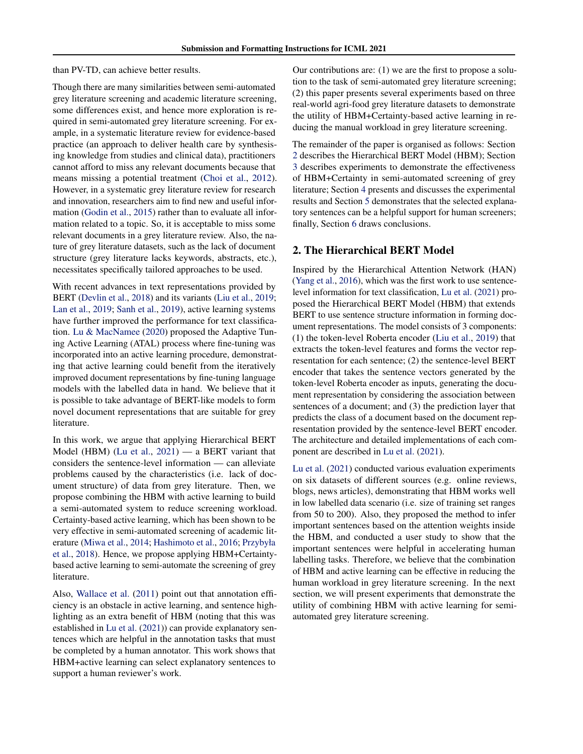than PV-TD, can achieve better results.

Though there are many similarities between semi-automated grey literature screening and academic literature screening, some differences exist, and hence more exploration is required in semi-automated grey literature screening. For example, in a systematic literature review for evidence-based practice (an approach to deliver health care by synthesising knowledge from studies and clinical data), practitioners cannot afford to miss any relevant documents because that means missing a potential treatment (Choi et al., 2012). However, in a systematic grey literature review for research and innovation, researchers aim to find new and useful information (Godin et al., 2015) rather than to evaluate all information related to a topic. So, it is acceptable to miss some relevant documents in a grey literature review. Also, the nature of grey literature datasets, such as the lack of document structure (grey literature lacks keywords, abstracts, etc.), necessitates specifically tailored approaches to be used.

With recent advances in text representations provided by BERT (Devlin et al., 2018) and its variants (Liu et al., 2019; Lan et al., 2019; Sanh et al., 2019), active learning systems have further improved the performance for text classification. Lu & MacNamee (2020) proposed the Adaptive Tuning Active Learning (ATAL) process where fine-tuning was incorporated into an active learning procedure, demonstrating that active learning could benefit from the iteratively improved document representations by fine-tuning language models with the labelled data in hand. We believe that it is possible to take advantage of BERT-like models to form novel document representations that are suitable for grey literature.

In this work, we argue that applying Hierarchical BERT Model (HBM) (Lu et al., 2021) — a BERT variant that considers the sentence-level information — can alleviate problems caused by the characteristics (i.e. lack of document structure) of data from grey literature. Then, we propose combining the HBM with active learning to build a semi-automated system to reduce screening workload. Certainty-based active learning, which has been shown to be very effective in semi-automated screening of academic literature (Miwa et al., 2014; Hashimoto et al., 2016; Przybyła et al., 2018). Hence, we propose applying HBM+Certainty-based active learning to semi-automate the screening of grey literature.

Also, Wallace et al. (2011) point out that annotation efficiency is an obstacle in active learning, and sentence highlighting as an extra benefit of HBM (noting that this was established in Lu et al. (2021)) can provide explanatory sentences which are helpful in the annotation tasks that must be completed by a human annotator. This work shows that HBM+active learning can select explanatory sentences to support a human reviewer's work.

Our contributions are: (1) we are the first to propose a solution to the task of semi-automated grey literature screening; (2) this paper presents several experiments based on three real-world agri-food grey literature datasets to demonstrate the utility of HBM+Certainty-based active learning in reducing the manual workload in grey literature screening.

The remainder of the paper is organised as follows: Section 2 describes the Hierarchical BERT Model (HBM); Section 3 describes experiments to demonstrate the effectiveness of HBM+Certainty in semi-automated screening of grey literature; Section 4 presents and discusses the experimental results and Section 5 demonstrates that the selected explanatory sentences can be a helpful support for human screeners; finally, Section 6 draws conclusions.

## 2. The Hierarchical BERT Model

Inspired by the Hierarchical Attention Network (HAN) (Yang et al., 2016), which was the first work to use sentence-level information for text classification, Lu et al. (2021) proposed the Hierarchical BERT Model (HBM) that extends BERT to use sentence structure information in forming document representations. The model consists of 3 components: (1) the token-level Roberta encoder (Liu et al., 2019) that extracts the token-level features and forms the vector representation for each sentence; (2) the sentence-level BERT encoder that takes the sentence vectors generated by the token-level Roberta encoder as inputs, generating the document representation by considering the association between sentences of a document; and (3) the prediction layer that predicts the class of a document based on the document representation provided by the sentence-level BERT encoder. The architecture and detailed implementations of each component are described in Lu et al. (2021).

Lu et al. (2021) conducted various evaluation experiments on six datasets of different sources (e.g. online reviews, blogs, news articles), demonstrating that HBM works well in low labelled data scenario (i.e. size of training set ranges from 50 to 200). Also, they proposed the method to infer important sentences based on the attention weights inside the HBM, and conducted a user study to show that the important sentences were helpful in accelerating human labelling tasks. Therefore, we believe that the combination of HBM and active learning can be effective in reducing the human workload in grey literature screening. In the next section, we will present experiments that demonstrate the utility of combining HBM with active learning for semi-automated grey literature screening.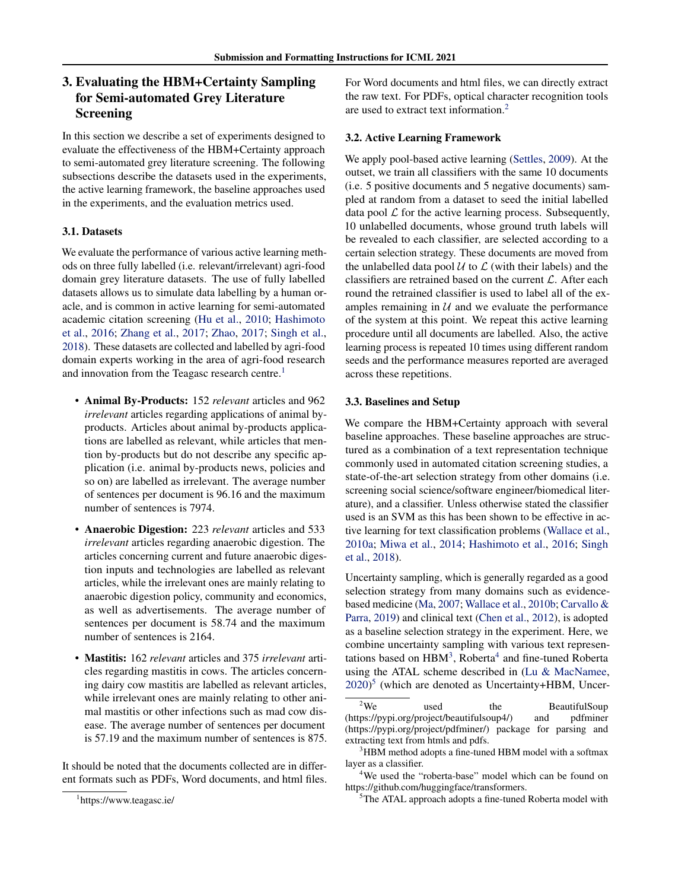## 3. Evaluating the HBM+Certainty Sampling for Semi-automated Grey Literature Screening

In this section we describe a set of experiments designed to evaluate the effectiveness of the HBM+Certainty approach to semi-automated grey literature screening. The following subsections describe the datasets used in the experiments, the active learning framework, the baseline approaches used in the experiments, and the evaluation metrics used.

### 3.1. Datasets

We evaluate the performance of various active learning methods on three fully labelled (i.e. relevant/irrelevant) agri-food domain grey literature datasets. The use of fully labelled datasets allows us to simulate data labelling by a human oracle, and is common in active learning for semi-automated academic citation screening (Hu et al., 2010; Hashimoto et al., 2016; Zhang et al., 2017; Zhao, 2017; Singh et al., 2018). These datasets are collected and labelled by agri-food domain experts working in the area of agri-food research and innovation from the Teagasc research centre.[1]

- **Animal By-Products:** 152 *relevant* articles and 962 *irrelevant* articles regarding applications of animal by-products. Articles about animal by-products applications are labelled as relevant, while articles that mention by-products but do not describe any specific application (i.e. animal by-products news, policies and so on) are labelled as irrelevant. The average number of sentences per document is 96.16 and the maximum number of sentences is 7974.
- **Anaerobic Digestion:** 223 *relevant* articles and 533 *irrelevant* articles regarding anaerobic digestion. The articles concerning current and future anaerobic digestion inputs and technologies are labelled as relevant articles, while the irrelevant ones are mainly relating to anaerobic digestion policy, community and economics, as well as advertisements. The average number of sentences per document is 58.74 and the maximum number of sentences is 2164.
- **Mastitis:** 162 *relevant* articles and 375 *irrelevant* articles regarding mastitis in cows. The articles concerning dairy cow mastitis are labelled as relevant articles, while irrelevant ones are mainly relating to other animal mastitis or other infections such as mad cow disease. The average number of sentences per document is 57.19 and the maximum number of sentences is 875.

It should be noted that the documents collected are in different formats such as PDFs, Word documents, and html files. For Word documents and html files, we can directly extract the raw text. For PDFs, optical character recognition tools are used to extract text information.[2]

### 3.2. Active Learning Framework

We apply pool-based active learning (Settles, 2009). At the outset, we train all classifiers with the same 10 documents (i.e. 5 positive documents and 5 negative documents) sampled at random from a dataset to seed the initial labelled data pool $\mathcal{L}$ for the active learning process. Subsequently, 10 unlabelled documents, whose ground truth labels will be revealed to each classifier, are selected according to a certain selection strategy. These documents are moved from the unlabelled data pool $\mathcal{U}$ to $\mathcal{L}$ (with their labels) and the classifiers are retrained based on the current $\mathcal{L}$. After each round the retrained classifier is used to label all of the examples remaining in $\mathcal{U}$ and we evaluate the performance of the system at this point. We repeat this active learning procedure until all documents are labelled. Also, the active learning process is repeated 10 times using different random seeds and the performance measures reported are averaged across these repetitions.

### 3.3. Baselines and Setup

We compare the HBM+Certainty approach with several baseline approaches. These baseline approaches are structured as a combination of a text representation technique commonly used in automated citation screening studies, a state-of-the-art selection strategy from other domains (i.e. screening social science/software engineer/biomedical literature), and a classifier. Unless otherwise stated the classifier used is an SVM as this has been shown to be effective in active learning for text classification problems (Wallace et al., 2010a; Miwa et al., 2014; Hashimoto et al., 2016; Singh et al., 2018).

Uncertainty sampling, which is generally regarded as a good selection strategy from many domains such as evidence-based medicine (Ma, 2007; Wallace et al., 2010b; Carvallo & Parra, 2019) and clinical text (Chen et al., 2012), is adopted as a baseline selection strategy in the experiment. Here, we combine uncertainty sampling with various text representations based on HBM[3], Roberta[4] and fine-tuned Roberta using the ATAL scheme described in (Lu & MacNamee, 2020)[5] (which are denoted as Uncertainty+HBM, Uncer-

---

[1] https://www.teagasc.ie/

[2] We used the BeautifulSoup (https://pypi.org/project/beautifulsoup4/) and pdfminer (https://pypi.org/project/pdfminer/) package for parsing and extracting text from htmls and pdfs.

[3] HBM method adopts a fine-tuned HBM model with a softmax layer as a classifier.

[4] We used the "roberta-base" model which can be found on https://github.com/huggingface/transformers.

[5] The ATAL approach adopts a fine-tuned Roberta model with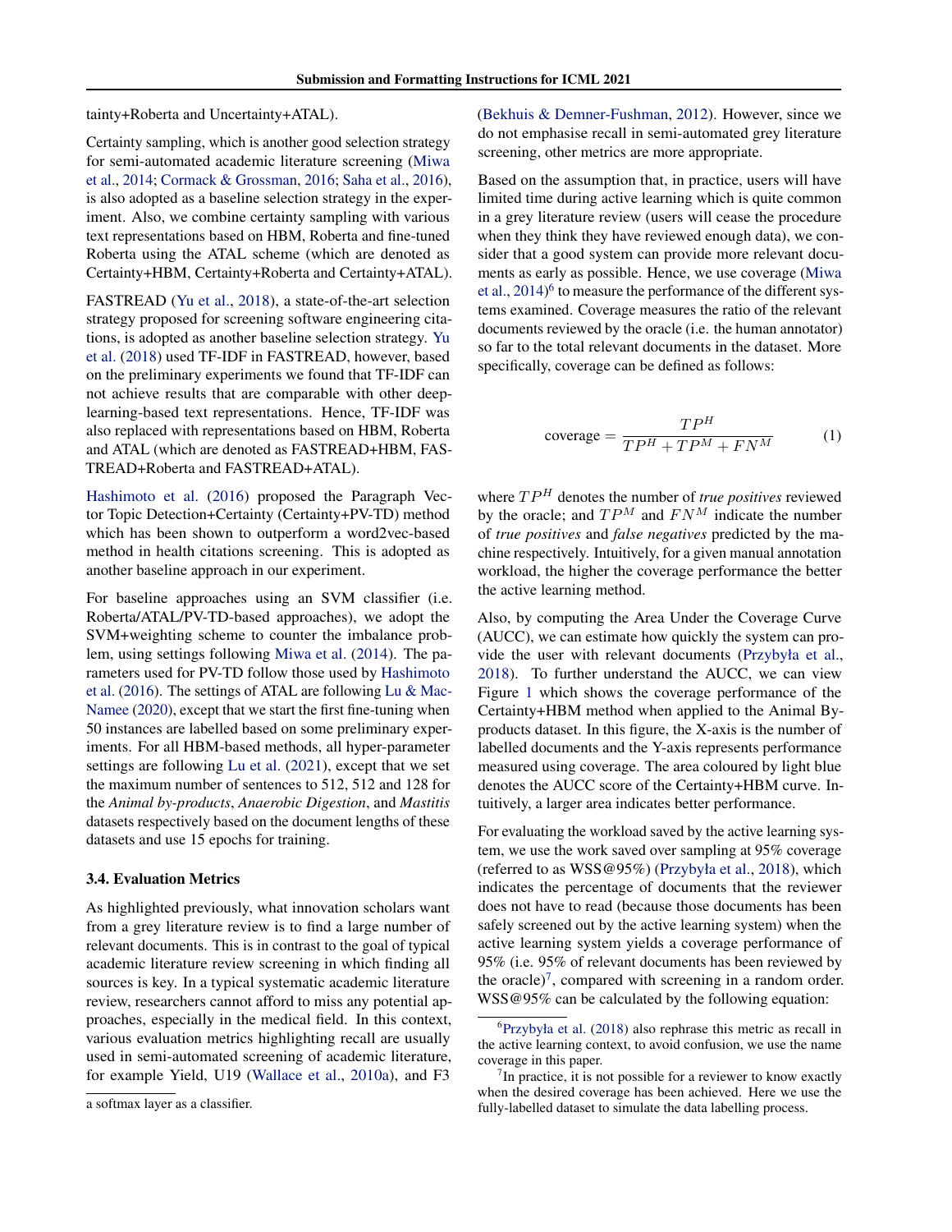tainty+Roberta and Uncertainty+ATAL).

Certainty sampling, which is another good selection strategy for semi-automated academic literature screening (Miwa et al., 2014; Cormack & Grossman, 2016; Saha et al., 2016), is also adopted as a baseline selection strategy in the experiment. Also, we combine certainty sampling with various text representations based on HBM, Roberta and fine-tuned Roberta using the ATAL scheme (which are denoted as Certainty+HBM, Certainty+Roberta and Certainty+ATAL).

FASTREAD (Yu et al., 2018), a state-of-the-art selection strategy proposed for screening software engineering citations, is adopted as another baseline selection strategy. Yu et al. (2018) used TF-IDF in FASTREAD, however, based on the preliminary experiments we found that TF-IDF can not achieve results that are comparable with other deep-learning-based text representations. Hence, TF-IDF was also replaced with representations based on HBM, Roberta and ATAL (which are denoted as FASTREAD+HBM, FASTREAD+Roberta and FASTREAD+ATAL).

Hashimoto et al. (2016) proposed the Paragraph Vector Topic Detection+Certainty (Certainty+PV-TD) method which has been shown to outperform a word2vec-based method in health citations screening. This is adopted as another baseline approach in our experiment.

For baseline approaches using an SVM classifier (i.e. Roberta/ATAL/PV-TD-based approaches), we adopt the SVM+weighting scheme to counter the imbalance problem, using settings following Miwa et al. (2014). The parameters used for PV-TD follow those used by Hashimoto et al. (2016). The settings of ATAL are following Lu & MacNamee (2020), except that we start the first fine-tuning when 50 instances are labelled based on some preliminary experiments. For all HBM-based methods, all hyper-parameter settings are following Lu et al. (2021), except that we set the maximum number of sentences to 512, 512 and 128 for the *Animal by-products*, *Anaerobic Digestion*, and *Mastitis* datasets respectively based on the document lengths of these datasets and use 15 epochs for training.

### 3.4. Evaluation Metrics

As highlighted previously, what innovation scholars want from a grey literature review is to find a large number of relevant documents. This is in contrast to the goal of typical academic literature review screening in which finding all sources is key. In a typical systematic academic literature review, researchers cannot afford to miss any potential approaches, especially in the medical field. In this context, various evaluation metrics highlighting recall are usually used in semi-automated screening of academic literature, for example Yield, U19 (Wallace et al., 2010a), and F3 (Bekhuis & Demner-Fushman, 2012). However, since we do not emphasise recall in semi-automated grey literature screening, other metrics are more appropriate.

Based on the assumption that, in practice, users will have limited time during active learning which is quite common in a grey literature review (users will cease the procedure when they think they have reviewed enough data), we consider that a good system can provide more relevant documents as early as possible. Hence, we use coverage (Miwa et al., 2014)[6] to measure the performance of the different systems examined. Coverage measures the ratio of the relevant documents reviewed by the oracle (i.e. the human annotator) so far to the total relevant documents in the dataset. More specifically, coverage can be defined as follows:

$$\text{coverage} = \frac{TP^H}{TP^H + TP^M + FN^M} \tag{1}$$

where $TP^H$ denotes the number of *true positives* reviewed by the oracle; and $TP^M$ and $FN^M$ indicate the number of *true positives* and *false negatives* predicted by the machine respectively. Intuitively, for a given manual annotation workload, the higher the coverage performance the better the active learning method.

Also, by computing the Area Under the Coverage Curve (AUCC), we can estimate how quickly the system can provide the user with relevant documents (Przybyła et al., 2018). To further understand the AUCC, we can view Figure 1 which shows the coverage performance of the Certainty+HBM method when applied to the Animal By-products dataset. In this figure, the X-axis is the number of labelled documents and the Y-axis represents performance measured using coverage. The area coloured by light blue denotes the AUCC score of the Certainty+HBM curve. Intuitively, a larger area indicates better performance.

For evaluating the workload saved by the active learning system, we use the work saved over sampling at 95% coverage (referred to as WSS@95%) (Przybyła et al., 2018), which indicates the percentage of documents that the reviewer does not have to read (because those documents has been safely screened out by the active learning system) when the active learning system yields a coverage performance of 95% (i.e. 95% of relevant documents has been reviewed by the oracle)[7], compared with screening in a random order. WSS@95% can be calculated by the following equation:

---

a softmax layer as a classifier.

[6] Przybyła et al. (2018) also rephrase this metric as recall in the active learning context, to avoid confusion, we use the name coverage in this paper.

[7] In practice, it is not possible for a reviewer to know exactly when the desired coverage has been achieved. Here we use the fully-labelled dataset to simulate the data labelling process.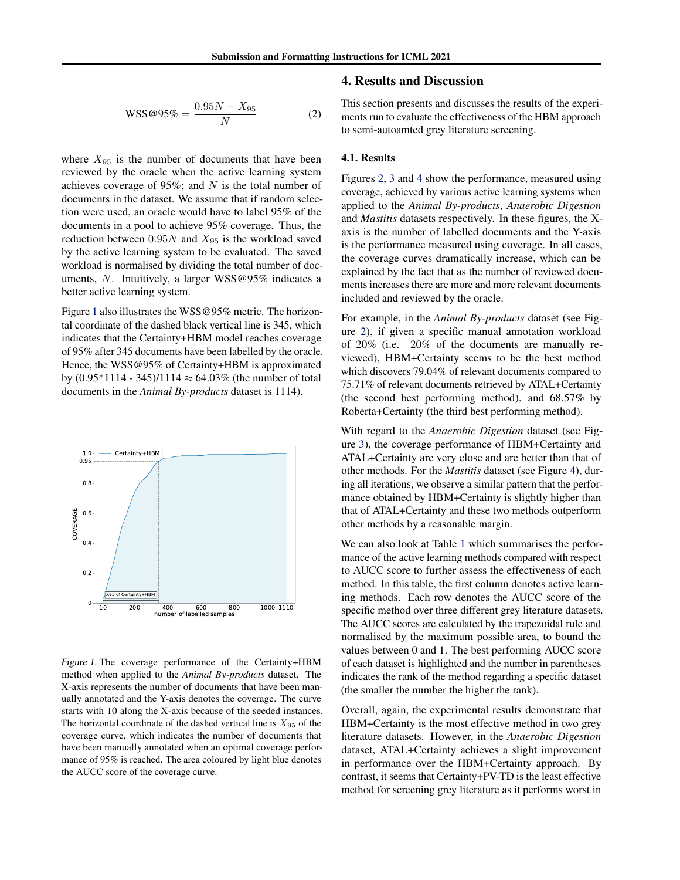$$\text{WSS@95\%} = \frac{0.95N - X_{95}}{N} \tag{2}$$

where $X_{95}$ is the number of documents that have been reviewed by the oracle when the active learning system achieves coverage of 95%; and $N$ is the total number of documents in the dataset. We assume that if random selection were used, an oracle would have to label 95% of the documents in a pool to achieve 95% coverage. Thus, the reduction between $0.95N$ and $X_{95}$ is the workload saved by the active learning system to be evaluated. The saved workload is normalised by dividing the total number of documents, $N$. Intuitively, a larger WSS@95% indicates a better active learning system.

Figure 1 also illustrates the WSS@95% metric. The horizontal coordinate of the dashed black vertical line is 345, which indicates that the Certainty+HBM model reaches coverage of 95% after 345 documents have been labelled by the oracle. Hence, the WSS@95% of Certainty+HBM is approximated by (0.95*1114 - 345)/1114 ≈ 64.03% (the number of total documents in the *Animal By-products* dataset is 1114).

*Figure 1.* The coverage performance of the Certainty+HBM method when applied to the *Animal By-products* dataset. The X-axis represents the number of documents that have been manually annotated and the Y-axis denotes the coverage. The curve starts with 10 along the X-axis because of the seeded instances. The horizontal coordinate of the dashed vertical line is $X_{95}$ of the coverage curve, which indicates the number of documents that have been manually annotated when an optimal coverage performance of 95% is reached. The area coloured by light blue denotes the AUCC score of the coverage curve.

## 4. Results and Discussion

This section presents and discusses the results of the experiments run to evaluate the effectiveness of the HBM approach to semi-autoamted grey literature screening.

### 4.1. Results

Figures 2, 3 and 4 show the performance, measured using coverage, achieved by various active learning systems when applied to the *Animal By-products*, *Anaerobic Digestion* and *Mastitis* datasets respectively. In these figures, the X-axis is the number of labelled documents and the Y-axis is the performance measured using coverage. In all cases, the coverage curves dramatically increase, which can be explained by the fact that as the number of reviewed documents increases there are more and more relevant documents included and reviewed by the oracle.

For example, in the *Animal By-products* dataset (see Figure 2), if given a specific manual annotation workload of 20% (i.e. 20% of the documents are manually reviewed), HBM+Certainty seems to be the best method which discovers 79.04% of relevant documents compared to 75.71% of relevant documents retrieved by ATAL+Certainty (the second best performing method), and 68.57% by Roberta+Certainty (the third best performing method).

With regard to the *Anaerobic Digestion* dataset (see Figure 3), the coverage performance of HBM+Certainty and ATAL+Certainty are very close and are better than that of other methods. For the *Mastitis* dataset (see Figure 4), during all iterations, we observe a similar pattern that the performance obtained by HBM+Certainty is slightly higher than that of ATAL+Certainty and these two methods outperform other methods by a reasonable margin.

We can also look at Table 1 which summarises the performance of the active learning methods compared with respect to AUCC score to further assess the effectiveness of each method. In this table, the first column denotes active learning methods. Each row denotes the AUCC score of the specific method over three different grey literature datasets. The AUCC scores are calculated by the trapezoidal rule and normalised by the maximum possible area, to bound the values between 0 and 1. The best performing AUCC score of each dataset is highlighted and the number in parentheses indicates the rank of the method regarding a specific dataset (the smaller the number the higher the rank).

Overall, again, the experimental results demonstrate that HBM+Certainty is the most effective method in two grey literature datasets. However, in the *Anaerobic Digestion* dataset, ATAL+Certainty achieves a slight improvement in performance over the HBM+Certainty approach. By contrast, it seems that Certainty+PV-TD is the least effective method for screening grey literature as it performs worst in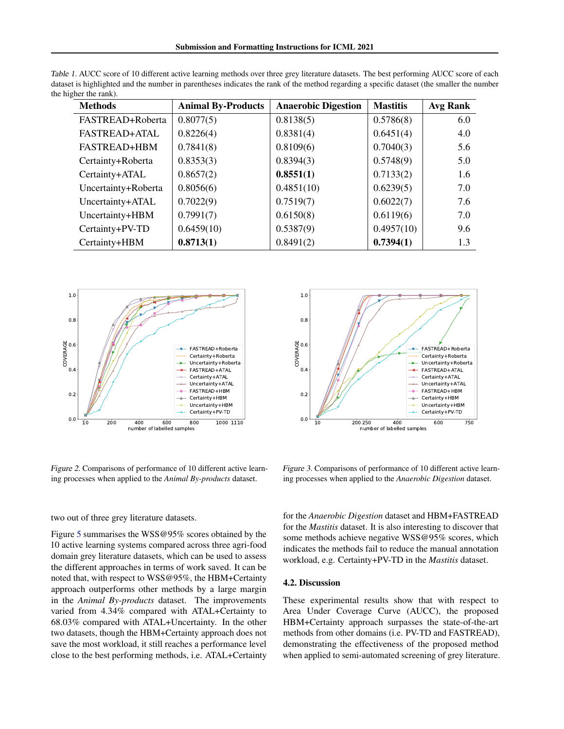Table 1. AUCC score of 10 different active learning methods over three grey literature datasets. The best performing AUCC score of each dataset is highlighted and the number in parentheses indicates the rank of the method regarding a specific dataset (the smaller the number the higher the rank).

| Methods | Animal By-Products | Anaerobic Digestion | Mastitis | Avg Rank |
|---|---|---|---|---|
| FASTREAD+Roberta | 0.8077(5) | 0.8138(5) | 0.5786(8) | 6.0 |
| FASTREAD+ATAL | 0.8226(4) | 0.8381(4) | 0.6451(4) | 4.0 |
| FASTREAD+HBM | 0.7841(8) | 0.8109(6) | 0.7040(3) | 5.6 |
| Certainty+Roberta | 0.8353(3) | 0.8394(3) | 0.5748(9) | 5.0 |
| Certainty+ATAL | 0.8657(2) | **0.8551(1)** | 0.7133(2) | 1.6 |
| Uncertainty+Roberta | 0.8056(6) | 0.4851(10) | 0.6239(5) | 7.0 |
| Uncertainty+ATAL | 0.7022(9) | 0.7519(7) | 0.6022(7) | 7.6 |
| Uncertainty+HBM | 0.7991(7) | 0.6150(8) | 0.6119(6) | 7.0 |
| Certainty+PV-TD | 0.6459(10) | 0.5387(9) | 0.4957(10) | 9.6 |
| Certainty+HBM | **0.8713(1)** | 0.8491(2) | **0.7394(1)** | 1.3 |

Figure 2. Comparisons of performance of 10 different active learning processes when applied to the *Animal By-products* dataset.

Figure 3. Comparisons of performance of 10 different active learning processes when applied to the *Anaerobic Digestion* dataset.

two out of three grey literature datasets.

Figure 5 summarises the WSS@95% scores obtained by the 10 active learning systems compared across three agri-food domain grey literature datasets, which can be used to assess the different approaches in terms of work saved. It can be noted that, with respect to WSS@95%, the HBM+Certainty approach outperforms other methods by a large margin in the *Animal By-products* dataset. The improvements varied from 4.34% compared with ATAL+Certainty to 68.03% compared with ATAL+Uncertainty. In the other two datasets, though the HBM+Certainty approach does not save the most workload, it still reaches a performance level close to the best performing methods, i.e. ATAL+Certainty for the *Anaerobic Digestion* dataset and HBM+FASTREAD for the *Mastitis* dataset. It is also interesting to discover that some methods achieve negative WSS@95% scores, which indicates the methods fail to reduce the manual annotation workload, e.g. Certainty+PV-TD in the *Mastitis* dataset.

### 4.2. Discussion

These experimental results show that with respect to Area Under Coverage Curve (AUCC), the proposed HBM+Certainty approach surpasses the state-of-the-art methods from other domains (i.e. PV-TD and FASTREAD), demonstrating the effectiveness of the proposed method when applied to semi-automated screening of grey literature.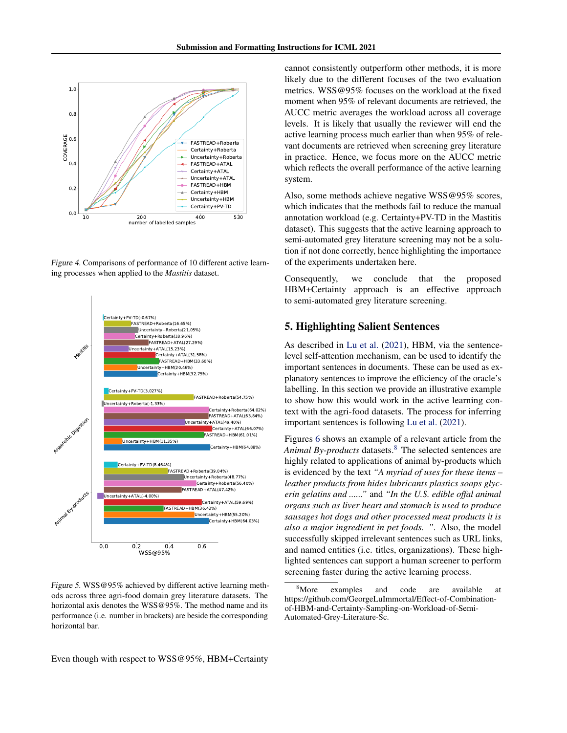Figure 4. Comparisons of performance of 10 different active learning processes when applied to the *Mastitis* dataset.

Figure 5. WSS@95% achieved by different active learning methods across three agri-food domain grey literature datasets. The horizontal axis denotes the WSS@95%. The method name and its performance (i.e. number in brackets) are beside the corresponding horizontal bar.

Even though with respect to WSS@95%, HBM+Certainty cannot consistently outperform other methods, it is more likely due to the different focuses of the two evaluation metrics. WSS@95% focuses on the workload at the fixed moment when 95% of relevant documents are retrieved, the AUCC metric averages the workload across all coverage levels. It is likely that usually the reviewer will end the active learning process much earlier than when 95% of relevant documents are retrieved when screening grey literature in practice. Hence, we focus more on the AUCC metric which reflects the overall performance of the active learning system.

Also, some methods achieve negative WSS@95% scores, which indicates that the methods fail to reduce the manual annotation workload (e.g. Certainty+PV-TD in the Mastitis dataset). This suggests that the active learning approach to semi-automated grey literature screening may not be a solution if not done correctly, hence highlighting the importance of the experiments undertaken here.

Consequently, we conclude that the proposed HBM+Certainty approach is an effective approach to semi-automated grey literature screening.

## 5. Highlighting Salient Sentences

As described in Lu et al. (2021), HBM, via the sentence-level self-attention mechanism, can be used to identify the important sentences in documents. These can be used as explanatory sentences to improve the efficiency of the oracle's labelling. In this section we provide an illustrative example to show how this would work in the active learning context with the agri-food datasets. The process for inferring important sentences is following Lu et al. (2021).

Figures 6 shows an example of a relevant article from the *Animal By-products* datasets.[8] The selected sentences are highly related to applications of animal by-products which is evidenced by the text *"A myriad of uses for these items – leather products from hides lubricants plastics soaps glycerin gelatins and ......"* and *"In the U.S. edible offal animal organs such as liver heart and stomach is used to produce sausages hot dogs and other processed meat products it is also a major ingredient in pet foods. "*. Also, the model successfully skipped irrelevant sentences such as URL links, and named entities (i.e. titles, organizations). These highlighted sentences can support a human screener to perform screening faster during the active learning process.

[8] More examples and code are available at https://github.com/GeorgeLuImmortal/Effect-of-Combination-of-HBM-and-Certainty-Sampling-on-Workload-of-Semi-Automated-Grey-Literature-Sc.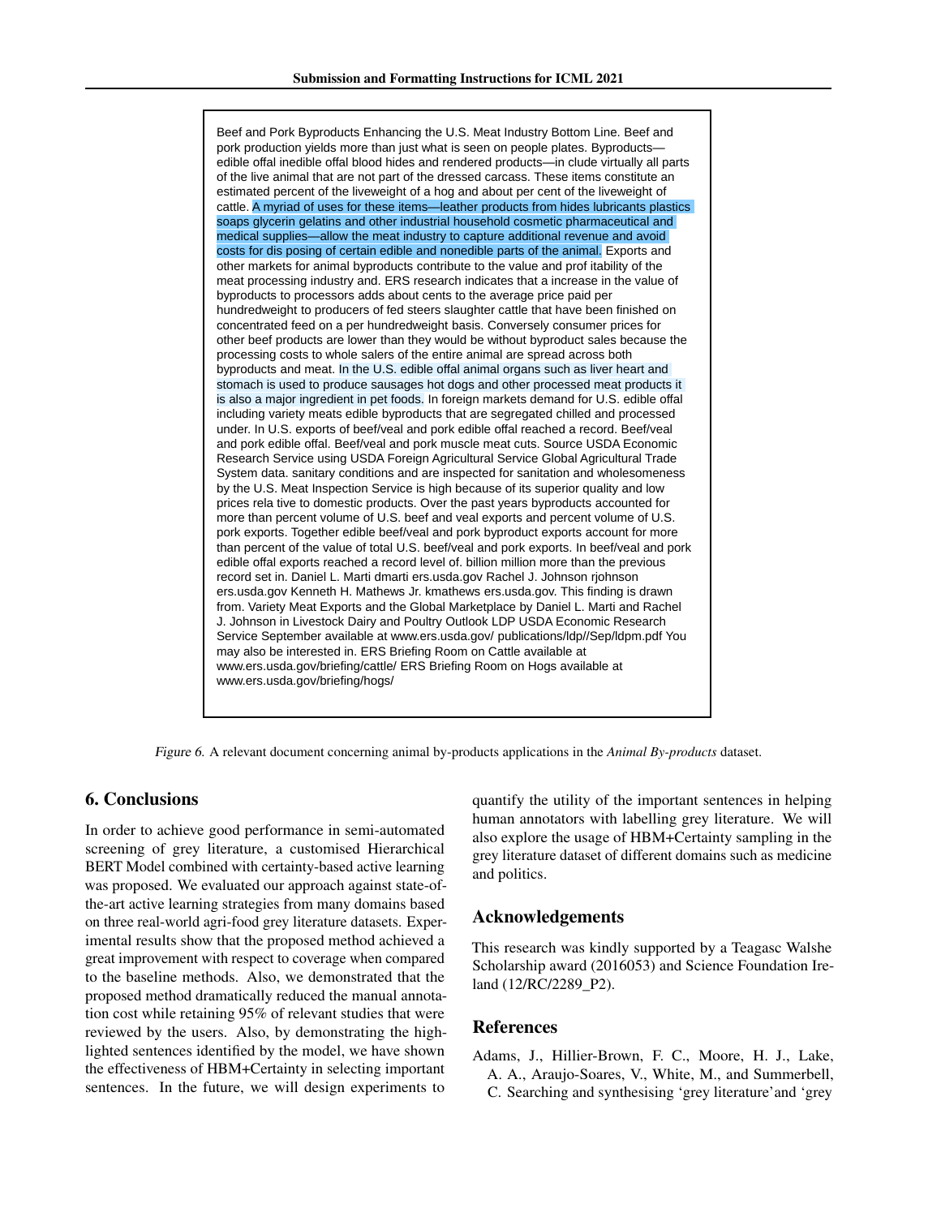Beef and Pork Byproducts Enhancing the U.S. Meat Industry Bottom Line. Beef and pork production yields more than just what is seen on people plates. Byproducts—edible offal inedible offal blood hides and rendered products—in clude virtually all parts of the live animal that are not part of the dressed carcass. These items constitute an estimated percent of the liveweight of a hog and about per cent of the liveweight of cattle. A myriad of uses for these items—leather products from hides lubricants plastics soaps glycerin gelatins and other industrial household cosmetic pharmaceutical and medical supplies—allow the meat industry to capture additional revenue and avoid costs for dis posing of certain edible and nonedible parts of the animal. Exports and other markets for animal byproducts contribute to the value and prof itability of the meat processing industry and. ERS research indicates that a increase in the value of byproducts to processors adds about cents to the average price paid per hundredweight to producers of fed steers slaughter cattle that have been finished on concentrated feed on a per hundredweight basis. Conversely consumer prices for other beef products are lower than they would be without byproduct sales because the processing costs to whole salers of the entire animal are spread across both byproducts and meat. In the U.S. edible offal animal organs such as liver heart and stomach is used to produce sausages hot dogs and other processed meat products it is also a major ingredient in pet foods. In foreign markets demand for U.S. edible offal including variety meats edible byproducts that are segregated chilled and processed under. In U.S. exports of beef/veal and pork edible offal reached a record. Beef/veal and pork edible offal. Beef/veal and pork muscle meat cuts. Source USDA Economic Research Service using USDA Foreign Agricultural Service Global Agricultural Trade System data. sanitary conditions and are inspected for sanitation and wholesomeness by the U.S. Meat Inspection Service is high because of its superior quality and low prices rela tive to domestic products. Over the past years byproducts accounted for more than percent volume of U.S. beef and veal exports and percent volume of U.S. pork exports. Together edible beef/veal and pork byproduct exports account for more than percent of the value of total U.S. beef/veal and pork exports. In beef/veal and pork edible offal exports reached a record level of. billion million more than the previous record set in. Daniel L. Marti dmarti ers.usda.gov Rachel J. Johnson rjohnson ers.usda.gov Kenneth H. Mathews Jr. kmathews ers.usda.gov. This finding is drawn from. Variety Meat Exports and the Global Marketplace by Daniel L. Marti and Rachel J. Johnson in Livestock Dairy and Poultry Outlook LDP USDA Economic Research Service September available at www.ers.usda.gov/ publications/ldp//Sep/ldpm.pdf You may also be interested in. ERS Briefing Room on Cattle available at www.ers.usda.gov/briefing/cattle/ ERS Briefing Room on Hogs available at www.ers.usda.gov/briefing/hogs/

*Figure 6.* A relevant document concerning animal by-products applications in the *Animal By-products* dataset.

## 6. Conclusions

In order to achieve good performance in semi-automated screening of grey literature, a customised Hierarchical BERT Model combined with certainty-based active learning was proposed. We evaluated our approach against state-of-the-art active learning strategies from many domains based on three real-world agri-food grey literature datasets. Experimental results show that the proposed method achieved a great improvement with respect to coverage when compared to the baseline methods. Also, we demonstrated that the proposed method dramatically reduced the manual annotation cost while retaining 95% of relevant studies that were reviewed by the users. Also, by demonstrating the highlighted sentences identified by the model, we have shown the effectiveness of HBM+Certainty in selecting important sentences. In the future, we will design experiments to quantify the utility of the important sentences in helping human annotators with labelling grey literature. We will also explore the usage of HBM+Certainty sampling in the grey literature dataset of different domains such as medicine and politics.

## Acknowledgements

This research was kindly supported by a Teagasc Walshe Scholarship award (2016053) and Science Foundation Ireland (12/RC/2289_P2).

## References

Adams, J., Hillier-Brown, F. C., Moore, H. J., Lake, A. A., Araujo-Soares, V., White, M., and Summerbell, C. Searching and synthesising 'grey literature' and 'grey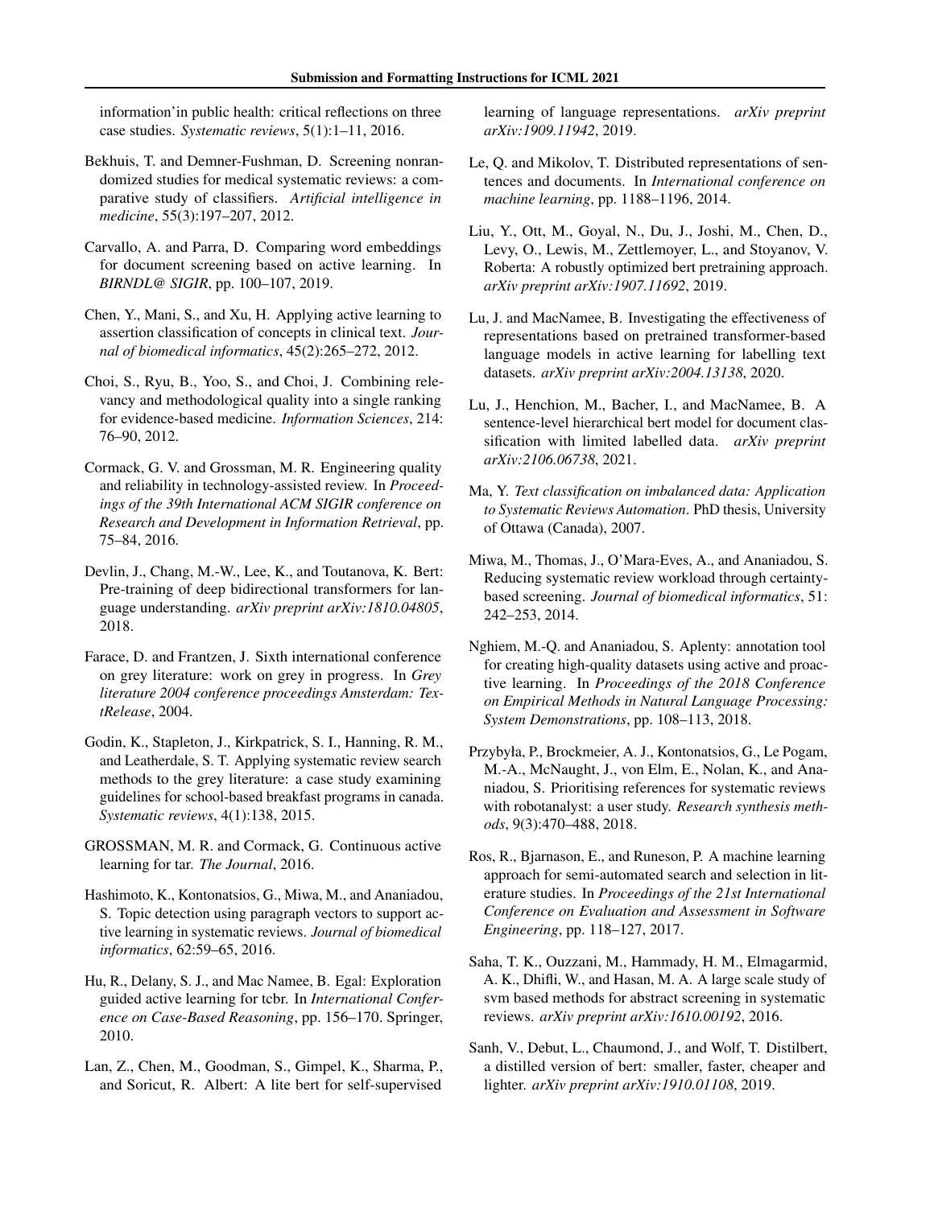information'in public health: critical reflections on three case studies. *Systematic reviews*, 5(1):1–11, 2016.

Bekhuis, T. and Demner-Fushman, D. Screening nonrandomized studies for medical systematic reviews: a comparative study of classifiers. *Artificial intelligence in medicine*, 55(3):197–207, 2012.

Carvallo, A. and Parra, D. Comparing word embeddings for document screening based on active learning. In *BIRNDL@ SIGIR*, pp. 100–107, 2019.

Chen, Y., Mani, S., and Xu, H. Applying active learning to assertion classification of concepts in clinical text. *Journal of biomedical informatics*, 45(2):265–272, 2012.

Choi, S., Ryu, B., Yoo, S., and Choi, J. Combining relevancy and methodological quality into a single ranking for evidence-based medicine. *Information Sciences*, 214: 76–90, 2012.

Cormack, G. V. and Grossman, M. R. Engineering quality and reliability in technology-assisted review. In *Proceedings of the 39th International ACM SIGIR conference on Research and Development in Information Retrieval*, pp. 75–84, 2016.

Devlin, J., Chang, M.-W., Lee, K., and Toutanova, K. Bert: Pre-training of deep bidirectional transformers for language understanding. *arXiv preprint arXiv:1810.04805*, 2018.

Farace, D. and Frantzen, J. Sixth international conference on grey literature: work on grey in progress. In *Grey literature 2004 conference proceedings Amsterdam: TextRelease*, 2004.

Godin, K., Stapleton, J., Kirkpatrick, S. I., Hanning, R. M., and Leatherdale, S. T. Applying systematic review search methods to the grey literature: a case study examining guidelines for school-based breakfast programs in canada. *Systematic reviews*, 4(1):138, 2015.

GROSSMAN, M. R. and Cormack, G. Continuous active learning for tar. *The Journal*, 2016.

Hashimoto, K., Kontonatsios, G., Miwa, M., and Ananiadou, S. Topic detection using paragraph vectors to support active learning in systematic reviews. *Journal of biomedical informatics*, 62:59–65, 2016.

Hu, R., Delany, S. J., and Mac Namee, B. Egal: Exploration guided active learning for tcbr. In *International Conference on Case-Based Reasoning*, pp. 156–170. Springer, 2010.

Lan, Z., Chen, M., Goodman, S., Gimpel, K., Sharma, P., and Soricut, R. Albert: A lite bert for self-supervised learning of language representations. *arXiv preprint arXiv:1909.11942*, 2019.

Le, Q. and Mikolov, T. Distributed representations of sentences and documents. In *International conference on machine learning*, pp. 1188–1196, 2014.

Liu, Y., Ott, M., Goyal, N., Du, J., Joshi, M., Chen, D., Levy, O., Lewis, M., Zettlemoyer, L., and Stoyanov, V. Roberta: A robustly optimized bert pretraining approach. *arXiv preprint arXiv:1907.11692*, 2019.

Lu, J. and MacNamee, B. Investigating the effectiveness of representations based on pretrained transformer-based language models in active learning for labelling text datasets. *arXiv preprint arXiv:2004.13138*, 2020.

Lu, J., Henchion, M., Bacher, I., and MacNamee, B. A sentence-level hierarchical bert model for document classification with limited labelled data. *arXiv preprint arXiv:2106.06738*, 2021.

Ma, Y. *Text classification on imbalanced data: Application to Systematic Reviews Automation*. PhD thesis, University of Ottawa (Canada), 2007.

Miwa, M., Thomas, J., O'Mara-Eves, A., and Ananiadou, S. Reducing systematic review workload through certainty-based screening. *Journal of biomedical informatics*, 51: 242–253, 2014.

Nghiem, M.-Q. and Ananiadou, S. Aplenty: annotation tool for creating high-quality datasets using active and proactive learning. In *Proceedings of the 2018 Conference on Empirical Methods in Natural Language Processing: System Demonstrations*, pp. 108–113, 2018.

Przybyła, P., Brockmeier, A. J., Kontonatsios, G., Le Pogam, M.-A., McNaught, J., von Elm, E., Nolan, K., and Ananiadou, S. Prioritising references for systematic reviews with robotanalyst: a user study. *Research synthesis methods*, 9(3):470–488, 2018.

Ros, R., Bjarnason, E., and Runeson, P. A machine learning approach for semi-automated search and selection in literature studies. In *Proceedings of the 21st International Conference on Evaluation and Assessment in Software Engineering*, pp. 118–127, 2017.

Saha, T. K., Ouzzani, M., Hammady, H. M., Elmagarmid, A. K., Dhifli, W., and Hasan, M. A. A large scale study of svm based methods for abstract screening in systematic reviews. *arXiv preprint arXiv:1610.00192*, 2016.

Sanh, V., Debut, L., Chaumond, J., and Wolf, T. Distilbert, a distilled version of bert: smaller, faster, cheaper and lighter. *arXiv preprint arXiv:1910.01108*, 2019.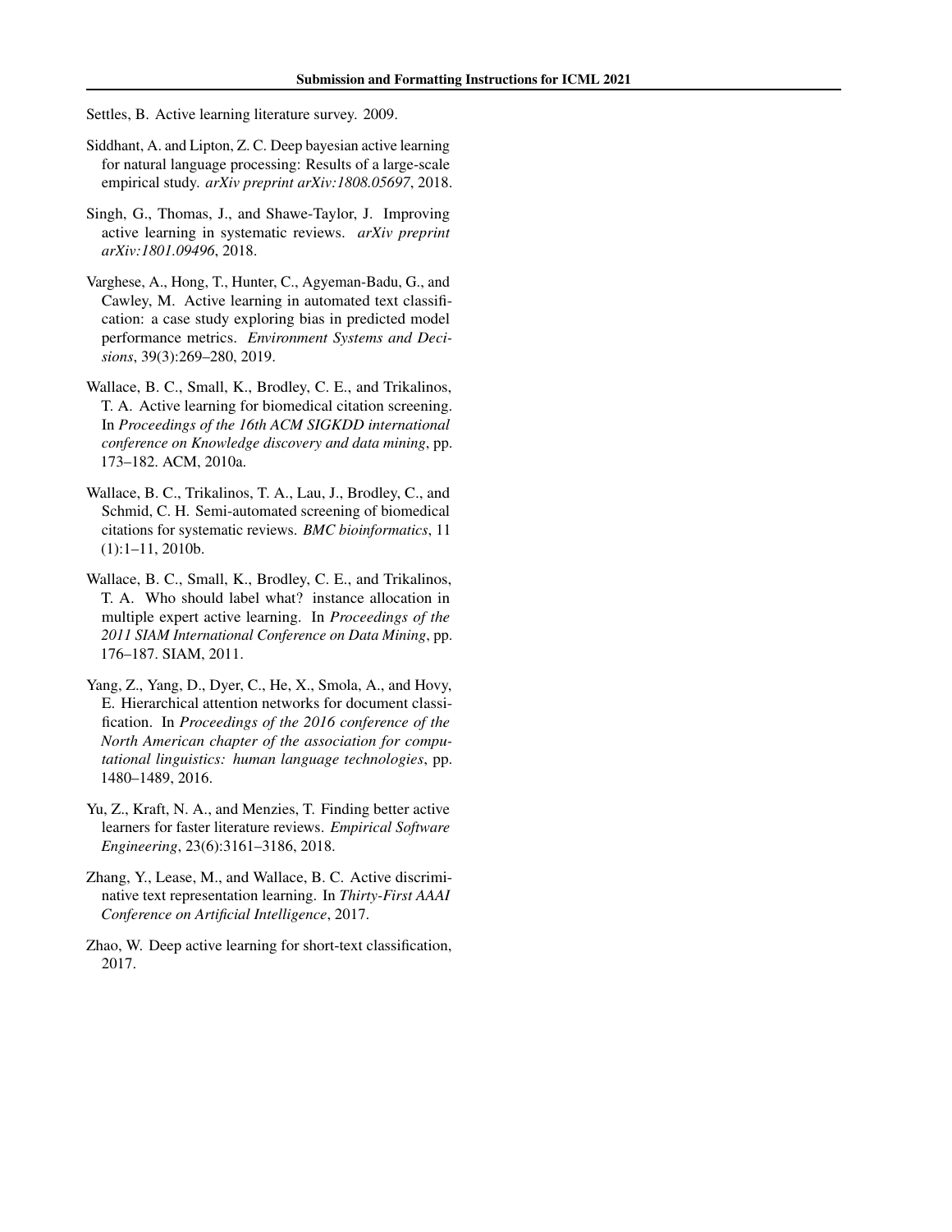Settles, B. Active learning literature survey. 2009.

Siddhant, A. and Lipton, Z. C. Deep bayesian active learning for natural language processing: Results of a large-scale empirical study. *arXiv preprint arXiv:1808.05697*, 2018.

Singh, G., Thomas, J., and Shawe-Taylor, J. Improving active learning in systematic reviews. *arXiv preprint arXiv:1801.09496*, 2018.

Varghese, A., Hong, T., Hunter, C., Agyeman-Badu, G., and Cawley, M. Active learning in automated text classification: a case study exploring bias in predicted model performance metrics. *Environment Systems and Decisions*, 39(3):269–280, 2019.

Wallace, B. C., Small, K., Brodley, C. E., and Trikalinos, T. A. Active learning for biomedical citation screening. In *Proceedings of the 16th ACM SIGKDD international conference on Knowledge discovery and data mining*, pp. 173–182. ACM, 2010a.

Wallace, B. C., Trikalinos, T. A., Lau, J., Brodley, C., and Schmid, C. H. Semi-automated screening of biomedical citations for systematic reviews. *BMC bioinformatics*, 11 (1):1–11, 2010b.

Wallace, B. C., Small, K., Brodley, C. E., and Trikalinos, T. A. Who should label what? instance allocation in multiple expert active learning. In *Proceedings of the 2011 SIAM International Conference on Data Mining*, pp. 176–187. SIAM, 2011.

Yang, Z., Yang, D., Dyer, C., He, X., Smola, A., and Hovy, E. Hierarchical attention networks for document classification. In *Proceedings of the 2016 conference of the North American chapter of the association for computational linguistics: human language technologies*, pp. 1480–1489, 2016.

Yu, Z., Kraft, N. A., and Menzies, T. Finding better active learners for faster literature reviews. *Empirical Software Engineering*, 23(6):3161–3186, 2018.

Zhang, Y., Lease, M., and Wallace, B. C. Active discriminative text representation learning. In *Thirty-First AAAI Conference on Artificial Intelligence*, 2017.

Zhao, W. Deep active learning for short-text classification, 2017.